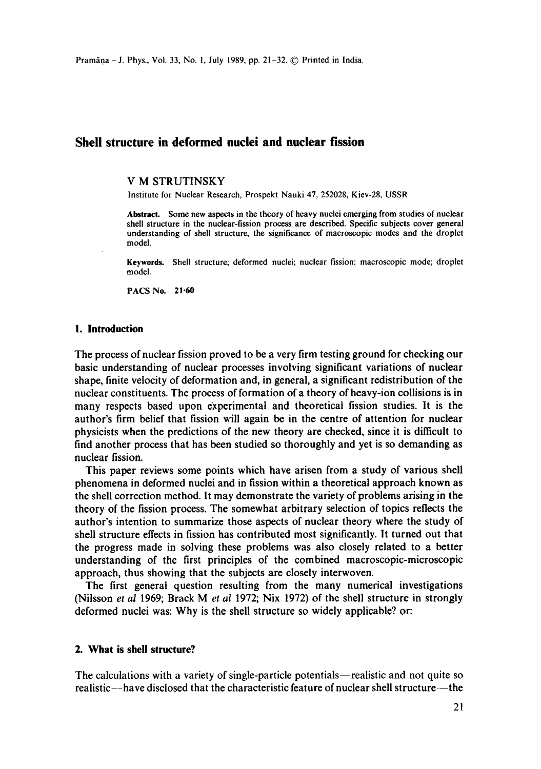# Shell structure in deformed nuclei and nuclear fission

V M STRUTINSKY

Institute for Nuclear Research, Prospekt Nauki 47, 252028, Kiev-28, USSR

**Abstract.** Some new aspects in the theory of heavy nuclei emerging from studies of nuclear shell structure in the nuclear-fission process are described. Specific subjects cover general understanding of shell structure, the significance of macroscopic modes and the droplet model.

**Keywords.** Shell structure; deformed nuclei; nuclear fission; macroscopic mode; droplet model.

**PACS No. 21·60**

## 1. Introduction

The process of nuclear fission proved to be a very firm testing ground for checking our basic understanding of nuclear processes involving significant variations of nuclear shape, finite velocity of deformation and, in general, a significant redistribution of the nuclear constituents. The process of formation of a theory of heavy-ion collisions is in many respects based upon experimental and theoretical fission studies. It is the author's firm belief that fission will again be in the centre of attention for nuclear physicists when the predictions of the new theory are checked, since it is difficult to find another process that has been studied so thoroughly and yet is so demanding as nuclear fission.

This paper reviews some points which have arisen from a study of various shell phenomena in deformed nuclei and in fission within a theoretical approach known as the shell correction method. It may demonstrate the variety of problems arising in the theory of the fission process. The somewhat arbitrary selection of topics reflects the author's intention to summarize those aspects of nuclear theory where the study of shell structure effects in fission has contributed most significantly. It turned out that the progress made in solving these problems was also closely related to a better understanding of the first principles of the combined macroscopic-microscopic approach, thus showing that the subjects are closely interwoven.

The first general question resulting from the many numerical investigations (Nilsson *et al* 1969; Brack M *et al* 1972; Nix 1972) of the shell structure in strongly deformed nuclei was: Why is the shell structure so widely applicable? or:

## 2. What is shell structure?

The calculations with a variety of single-particle potentials—realistic and not quite so realistic—have disclosed that the characteristic feature of nuclear shell structure—the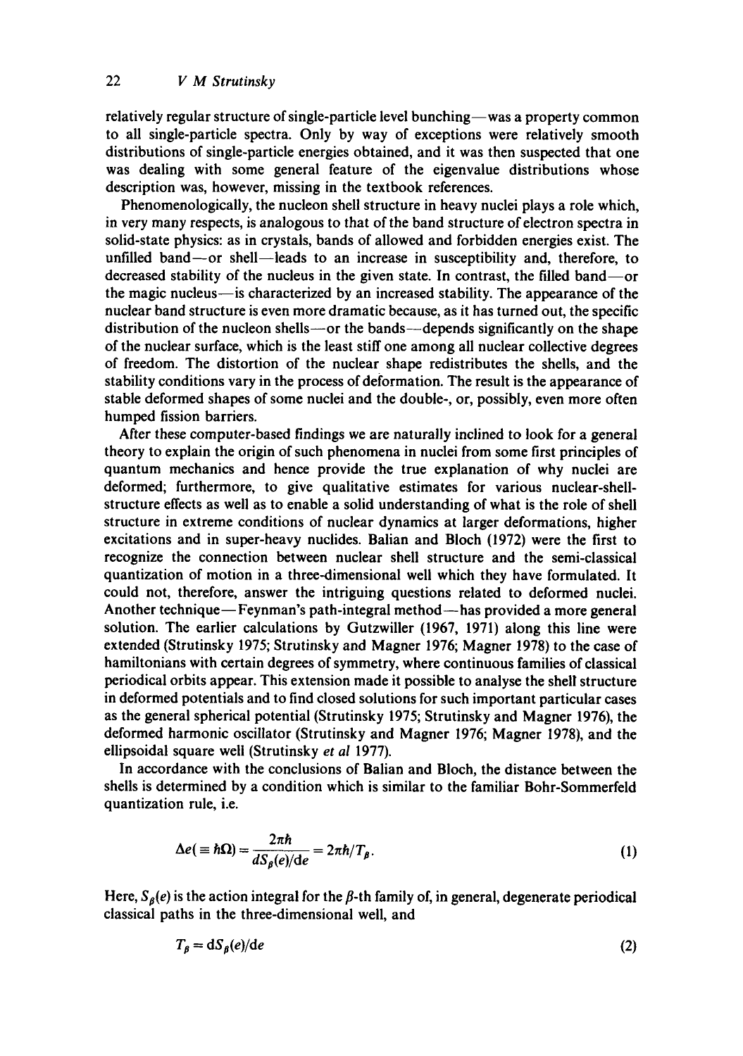relatively regular structure of single-particle level bunching—was a property common to all single-particle spectra. Only by way of exceptions were relatively smooth distributions of single-particle energies obtained, and it was then suspected that one was dealing with some general feature of the eigenvalue distributions whose description was, however, missing in the textbook references.

Phenomenologically, the nucleon shell structure in heavy nuclei plays a role which, in very many respects, is analogous to that of the band structure of electron spectra in solid-state physics: as in crystals, bands of allowed and forbidden energies exist. The unfilled band—or shell—leads to an increase in susceptibility and, therefore, to decreased stability of the nucleus in the given state. In contrast, the filled band—or the magic nucleus—is characterized by an increased stability. The appearance of the nuclear band structure is even more dramatic because, as it has turned out, the specific distribution of the nucleon shells—or the bands—depends significantly on the shape of the nuclear surface, which is the least stiff one among all nuclear collective degrees of freedom. The distortion of the nuclear shape redistributes the shells, and the stability conditions vary in the process of deformation. The result is the appearance of stable deformed shapes of some nuclei and the double-, or, possibly, even more often humped fission barriers.

After these computer-based findings we are naturally inclined to look for a general theory to explain the origin of such phenomena in nuclei from some first principles of quantum mechanics and hence provide the true explanation of why nuclei are deformed; furthermore, to give qualitative estimates for various nuclear-shell-structure effects as well as to enable a solid understanding of what is the role of shell structure in extreme conditions of nuclear dynamics at larger deformations, higher excitations and in super-heavy nuclides. Balian and Bloch (1972) were the first to recognize the connection between nuclear shell structure and the semi-classical quantization of motion in a three-dimensional well which they have formulated. It could not, therefore, answer the intriguing questions related to deformed nuclei. Another technique—Feynman's path-integral method—has provided a more general solution. The earlier calculations by Gutzwiller (1967, 1971) along this line were extended (Strutinsky 1975; Strutinsky and Magner 1976; Magner 1978) to the case of hamiltonians with certain degrees of symmetry, where continuous families of classical periodical orbits appear. This extension made it possible to analyse the shell structure in deformed potentials and to find closed solutions for such important particular cases as the general spherical potential (Strutinsky 1975; Strutinsky and Magner 1976), the deformed harmonic oscillator (Strutinsky and Magner 1976; Magner 1978), and the ellipsoidal square well (Strutinsky *et al* 1977).

In accordance with the conclusions of Balian and Bloch, the distance between the shells is determined by a condition which is similar to the familiar Bohr-Sommerfeld quantization rule, i.e.

$$\Delta e (\equiv \hbar\Omega) = \frac{2\pi\hbar}{dS_\beta(e)/de} = 2\pi\hbar/T_\beta. \tag{1}$$

Here, $S_\beta(e)$ is the action integral for the $\beta$-th family of, in general, degenerate periodical classical paths in the three-dimensional well, and

$$T_\beta = dS_\beta(e)/de \tag{2}$$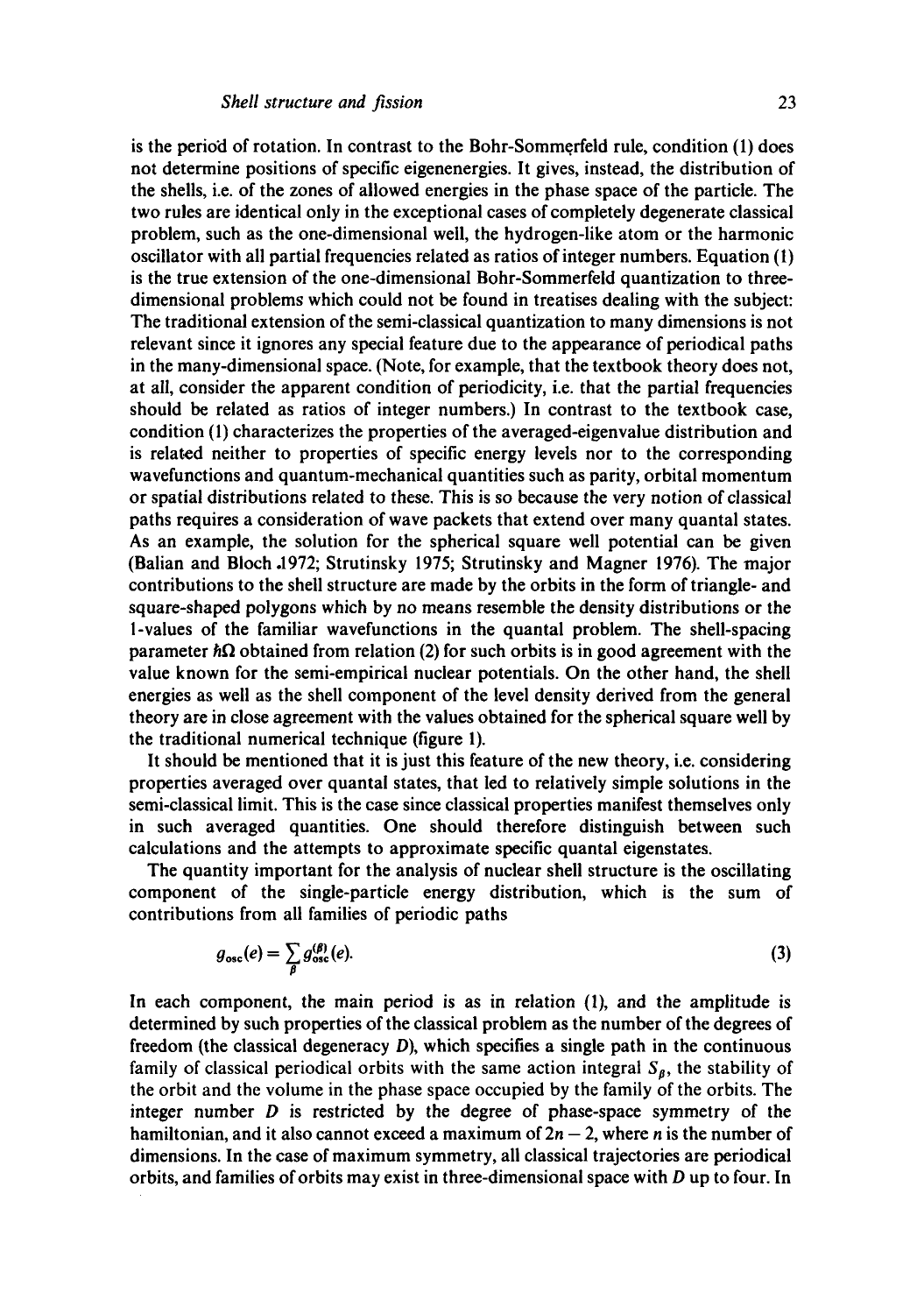is the period of rotation. In contrast to the Bohr-Sommerfeld rule, condition (1) does not determine positions of specific eigenenergies. It gives, instead, the distribution of the shells, i.e. of the zones of allowed energies in the phase space of the particle. The two rules are identical only in the exceptional cases of completely degenerate classical problem, such as the one-dimensional well, the hydrogen-like atom or the harmonic oscillator with all partial frequencies related as ratios of integer numbers. Equation (1) is the true extension of the one-dimensional Bohr-Sommerfeld quantization to three-dimensional problems which could not be found in treatises dealing with the subject: The traditional extension of the semi-classical quantization to many dimensions is not relevant since it ignores any special feature due to the appearance of periodical paths in the many-dimensional space. (Note, for example, that the textbook theory does not, at all, consider the apparent condition of periodicity, i.e. that the partial frequencies should be related as ratios of integer numbers.) In contrast to the textbook case, condition (1) characterizes the properties of the averaged-eigenvalue distribution and is related neither to properties of specific energy levels nor to the corresponding wavefunctions and quantum-mechanical quantities such as parity, orbital momentum or spatial distributions related to these. This is so because the very notion of classical paths requires a consideration of wave packets that extend over many quantal states. As an example, the solution for the spherical square well potential can be given (Balian and Bloch 1972; Strutinsky 1975; Strutinsky and Magner 1976). The major contributions to the shell structure are made by the orbits in the form of triangle- and square-shaped polygons which by no means resemble the density distributions or the l-values of the familiar wavefunctions in the quantal problem. The shell-spacing parameter $\hbar\Omega$ obtained from relation (2) for such orbits is in good agreement with the value known for the semi-empirical nuclear potentials. On the other hand, the shell energies as well as the shell component of the level density derived from the general theory are in close agreement with the values obtained for the spherical square well by the traditional numerical technique (figure 1).

It should be mentioned that it is just this feature of the new theory, i.e. considering properties averaged over quantal states, that led to relatively simple solutions in the semi-classical limit. This is the case since classical properties manifest themselves only in such averaged quantities. One should therefore distinguish between such calculations and the attempts to approximate specific quantal eigenstates.

The quantity important for the analysis of nuclear shell structure is the oscillating component of the single-particle energy distribution, which is the sum of contributions from all families of periodic paths

$$g_{\text{osc}}(e) = \sum_{\beta} g_{\text{osc}}^{(\beta)}(e). \tag{3}$$

In each component, the main period is as in relation (1), and the amplitude is determined by such properties of the classical problem as the number of the degrees of freedom (the classical degeneracy $D$), which specifies a single path in the continuous family of classical periodical orbits with the same action integral $S_\beta$, the stability of the orbit and the volume in the phase space occupied by the family of the orbits. The integer number $D$ is restricted by the degree of phase-space symmetry of the hamiltonian, and it also cannot exceed a maximum of $2n-2$, where $n$ is the number of dimensions. In the case of maximum symmetry, all classical trajectories are periodical orbits, and families of orbits may exist in three-dimensional space with $D$ up to four. In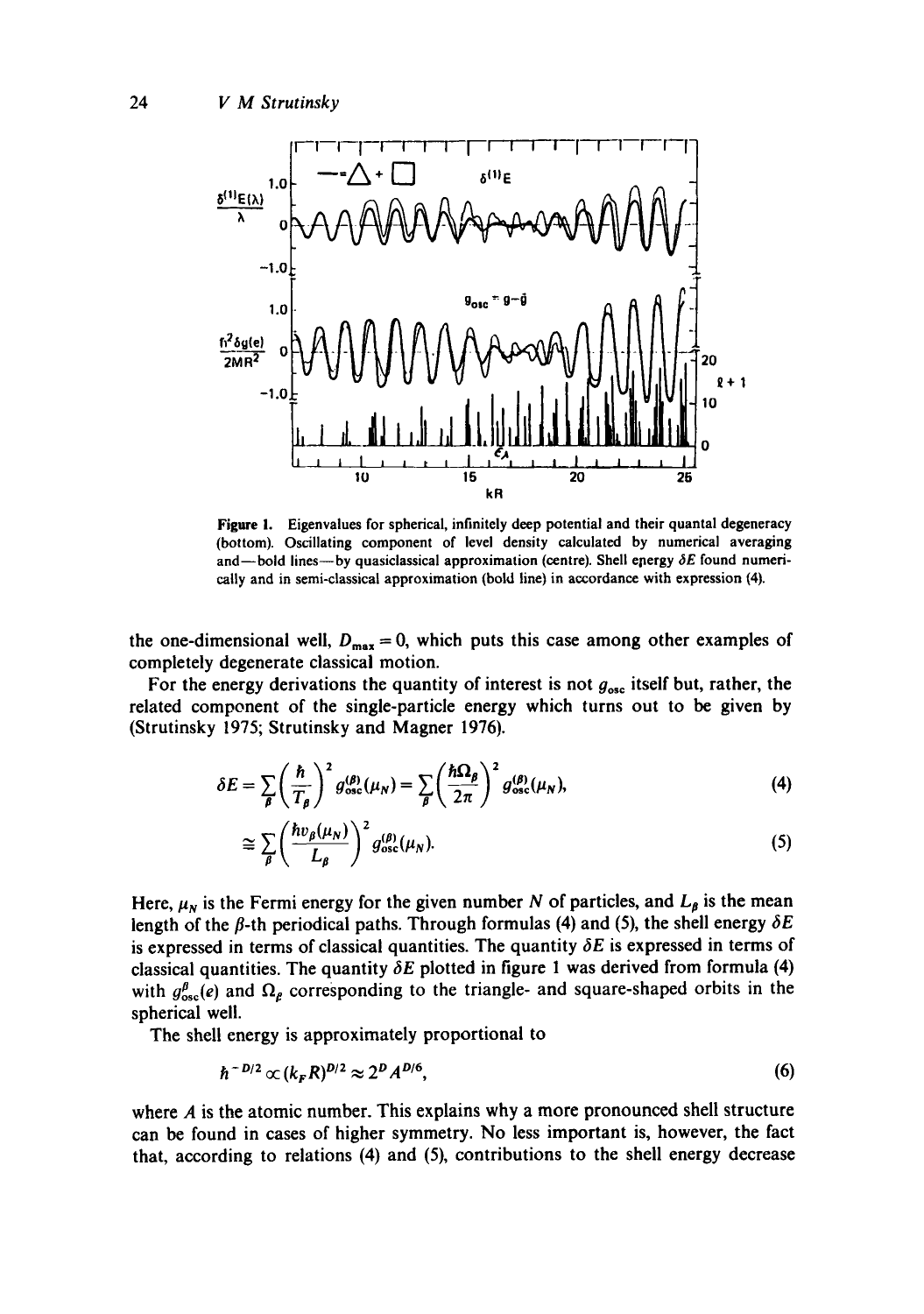**Figure 1.** Eigenvalues for spherical, infinitely deep potential and their quantal degeneracy (bottom). Oscillating component of level density calculated by numerical averaging and—bold lines—by quasiclassical approximation (centre). Shell energy $\delta E$ found numerically and in semi-classical approximation (bold line) in accordance with expression (4).

the one-dimensional well, $D_{max} = 0$, which puts this case among other examples of completely degenerate classical motion.

For the energy derivations the quantity of interest is not $g_{osc}$ itself but, rather, the related component of the single-particle energy which turns out to be given by (Strutinsky 1975; Strutinsky and Magner 1976).

$$\delta E = \sum_{\beta} \left( \frac{\hbar}{T_\beta} \right)^2 g_{osc}^{(\beta)}(\mu_N) = \sum_{\beta} \left( \frac{\hbar \Omega_\beta}{2\pi} \right)^2 g_{osc}^{(\beta)}(\mu_N), \tag{4}$$

$$\cong \sum_{\beta} \left( \frac{\hbar v_\beta(\mu_N)}{L_\beta} \right)^2 g_{osc}^{(\beta)}(\mu_N). \tag{5}$$

Here, $\mu_N$ is the Fermi energy for the given number $N$ of particles, and $L_\beta$ is the mean length of the $\beta$-th periodical paths. Through formulas (4) and (5), the shell energy $\delta E$ is expressed in terms of classical quantities. The quantity $\delta E$ is expressed in terms of classical quantities. The quantity $\delta E$ plotted in figure 1 was derived from formula (4) with $g_{osc}^{\beta}(e)$ and $\Omega_\beta$ corresponding to the triangle- and square-shaped orbits in the spherical well.

The shell energy is approximately proportional to

$$\hbar^{-D/2} \propto (k_F R)^{D/2} \approx 2^D A^{D/6}, \tag{6}$$

where $A$ is the atomic number. This explains why a more pronounced shell structure can be found in cases of higher symmetry. No less important is, however, the fact that, according to relations (4) and (5), contributions to the shell energy decrease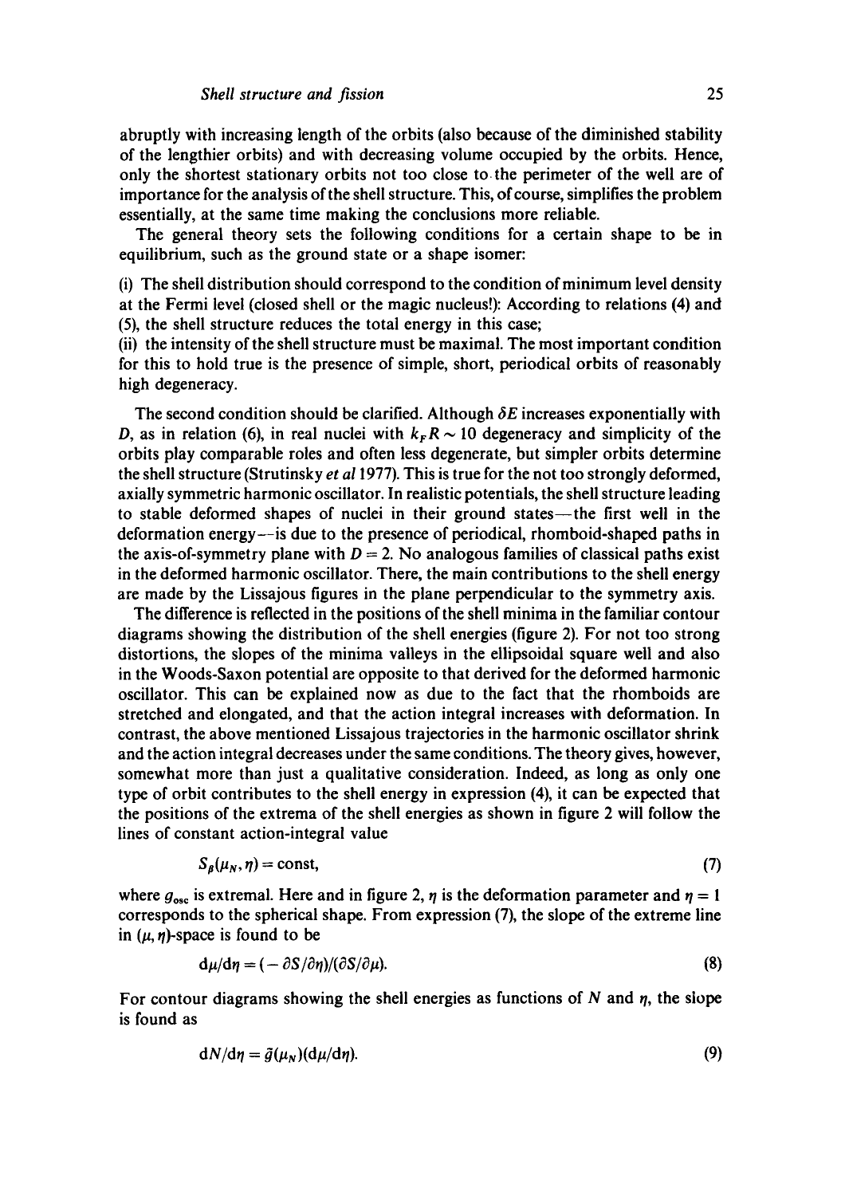abruptly with increasing length of the orbits (also because of the diminished stability of the lengthier orbits) and with decreasing volume occupied by the orbits. Hence, only the shortest stationary orbits not too close to the perimeter of the well are of importance for the analysis of the shell structure. This, of course, simplifies the problem essentially, at the same time making the conclusions more reliable.

The general theory sets the following conditions for a certain shape to be in equilibrium, such as the ground state or a shape isomer:

(i) The shell distribution should correspond to the condition of minimum level density at the Fermi level (closed shell or the magic nucleus!): According to relations (4) and (5), the shell structure reduces the total energy in this case;
(ii) the intensity of the shell structure must be maximal. The most important condition for this to hold true is the presence of simple, short, periodical orbits of reasonably high degeneracy.

The second condition should be clarified. Although $\delta E$ increases exponentially with $D$, as in relation (6), in real nuclei with $k_F R \sim 10$ degeneracy and simplicity of the orbits play comparable roles and often less degenerate, but simpler orbits determine the shell structure (Strutinsky *et al* 1977). This is true for the not too strongly deformed, axially symmetric harmonic oscillator. In realistic potentials, the shell structure leading to stable deformed shapes of nuclei in their ground states—the first well in the deformation energy—is due to the presence of periodical, rhomboid-shaped paths in the axis-of-symmetry plane with $D = 2$. No analogous families of classical paths exist in the deformed harmonic oscillator. There, the main contributions to the shell energy are made by the Lissajous figures in the plane perpendicular to the symmetry axis.

The difference is reflected in the positions of the shell minima in the familiar contour diagrams showing the distribution of the shell energies (figure 2). For not too strong distortions, the slopes of the minima valleys in the ellipsoidal square well and also in the Woods-Saxon potential are opposite to that derived for the deformed harmonic oscillator. This can be explained now as due to the fact that the rhomboids are stretched and elongated, and that the action integral increases with deformation. In contrast, the above mentioned Lissajous trajectories in the harmonic oscillator shrink and the action integral decreases under the same conditions. The theory gives, however, somewhat more than just a qualitative consideration. Indeed, as long as only one type of orbit contributes to the shell energy in expression (4), it can be expected that the positions of the extrema of the shell energies as shown in figure 2 will follow the lines of constant action-integral value

$$S_\beta(\mu_N, \eta) = \text{const}, \tag{7}$$

where $g_{osc}$ is extremal. Here and in figure 2, $\eta$ is the deformation parameter and $\eta = 1$ corresponds to the spherical shape. From expression (7), the slope of the extreme line in $(\mu, \eta)$-space is found to be

$$\mathrm{d}\mu/\mathrm{d}\eta = (-\partial S/\partial \eta)/(\partial S/\partial \mu). \tag{8}$$

For contour diagrams showing the shell energies as functions of $N$ and $\eta$, the slope is found as

$$\mathrm{d}N/\mathrm{d}\eta = \tilde{g}(\mu_N)(\mathrm{d}\mu/\mathrm{d}\eta). \tag{9}$$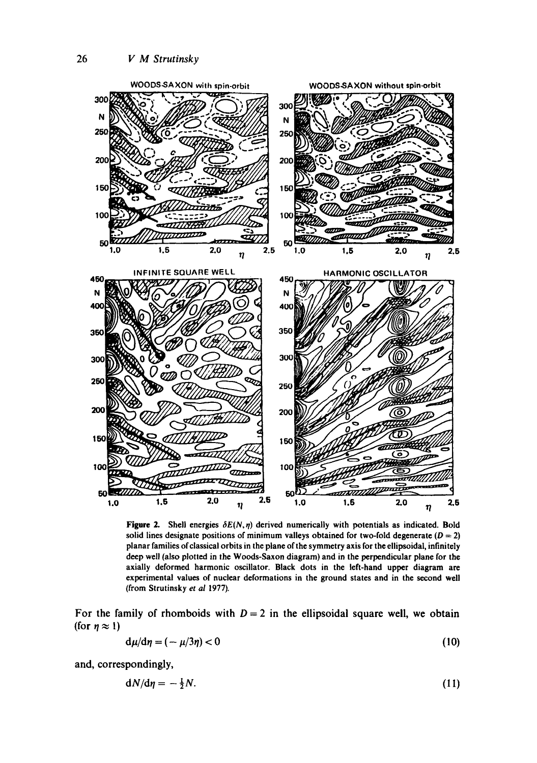**Figure 2.** Shell energies $\delta E(N, \eta)$ derived numerically with potentials as indicated. Bold solid lines designate positions of minimum valleys obtained for two-fold degenerate ($D = 2$) planar families of classical orbits in the plane of the symmetry axis for the ellipsoidal, infinitely deep well (also plotted in the Woods-Saxon diagram) and in the perpendicular plane for the axially deformed harmonic oscillator. Black dots in the left-hand upper diagram are experimental values of nuclear deformations in the ground states and in the second well (from Strutinsky *et al* 1977).

For the family of rhomboids with $D = 2$ in the ellipsoidal square well, we obtain (for $\eta \approx 1$)

$$\mathrm{d}\mu/\mathrm{d}\eta = (-\mu/3\eta) < 0 \tag{10}$$

and, correspondingly,

$$\mathrm{d}N/\mathrm{d}\eta = -\tfrac{1}{2}N. \tag{11}$$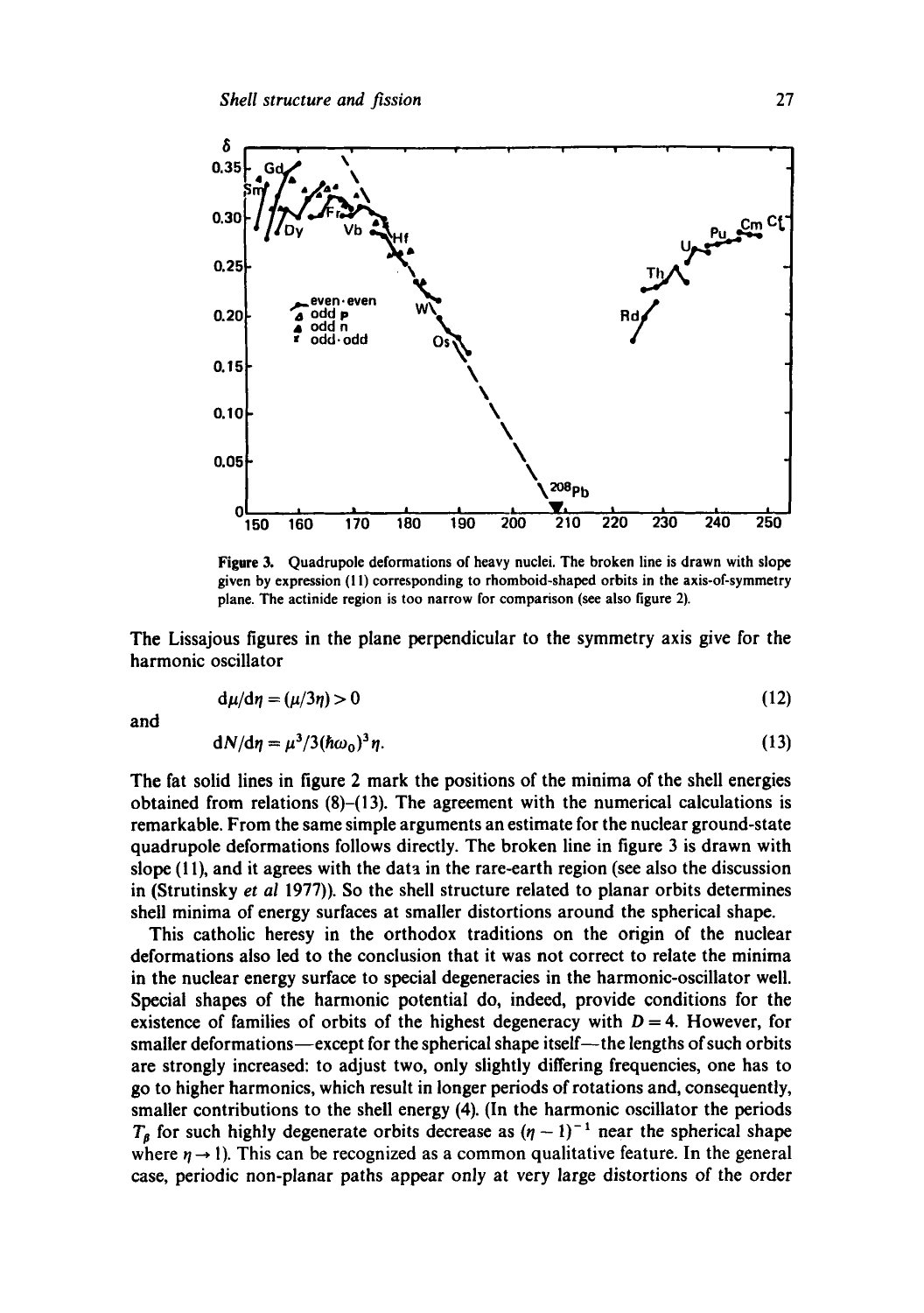Figure 3. Quadrupole deformations of heavy nuclei. The broken line is drawn with slope given by expression (11) corresponding to rhomboid-shaped orbits in the axis-of-symmetry plane. The actinide region is too narrow for comparison (see also figure 2).

The Lissajous figures in the plane perpendicular to the symmetry axis give for the harmonic oscillator

$$d\mu/d\eta = (\mu/3\eta) > 0 \tag{12}$$

and

$$dN/d\eta = \mu^3/3(\hbar\omega_0)^3\eta. \tag{13}$$

The fat solid lines in figure 2 mark the positions of the minima of the shell energies obtained from relations (8)–(13). The agreement with the numerical calculations is remarkable. From the same simple arguments an estimate for the nuclear ground-state quadrupole deformations follows directly. The broken line in figure 3 is drawn with slope (11), and it agrees with the data in the rare-earth region (see also the discussion in (Strutinsky *et al* 1977)). So the shell structure related to planar orbits determines shell minima of energy surfaces at smaller distortions around the spherical shape.

This catholic heresy in the orthodox traditions on the origin of the nuclear deformations also led to the conclusion that it was not correct to relate the minima in the nuclear energy surface to special degeneracies in the harmonic-oscillator well. Special shapes of the harmonic potential do, indeed, provide conditions for the existence of families of orbits of the highest degeneracy with $D = 4$. However, for smaller deformations—except for the spherical shape itself—the lengths of such orbits are strongly increased: to adjust two, only slightly differing frequencies, one has to go to higher harmonics, which result in longer periods of rotations and, consequently, smaller contributions to the shell energy (4). (In the harmonic oscillator the periods $T_\beta$ for such highly degenerate orbits decrease as $(\eta - 1)^{-1}$ near the spherical shape where $\eta \to 1$). This can be recognized as a common qualitative feature. In the general case, periodic non-planar paths appear only at very large distortions of the order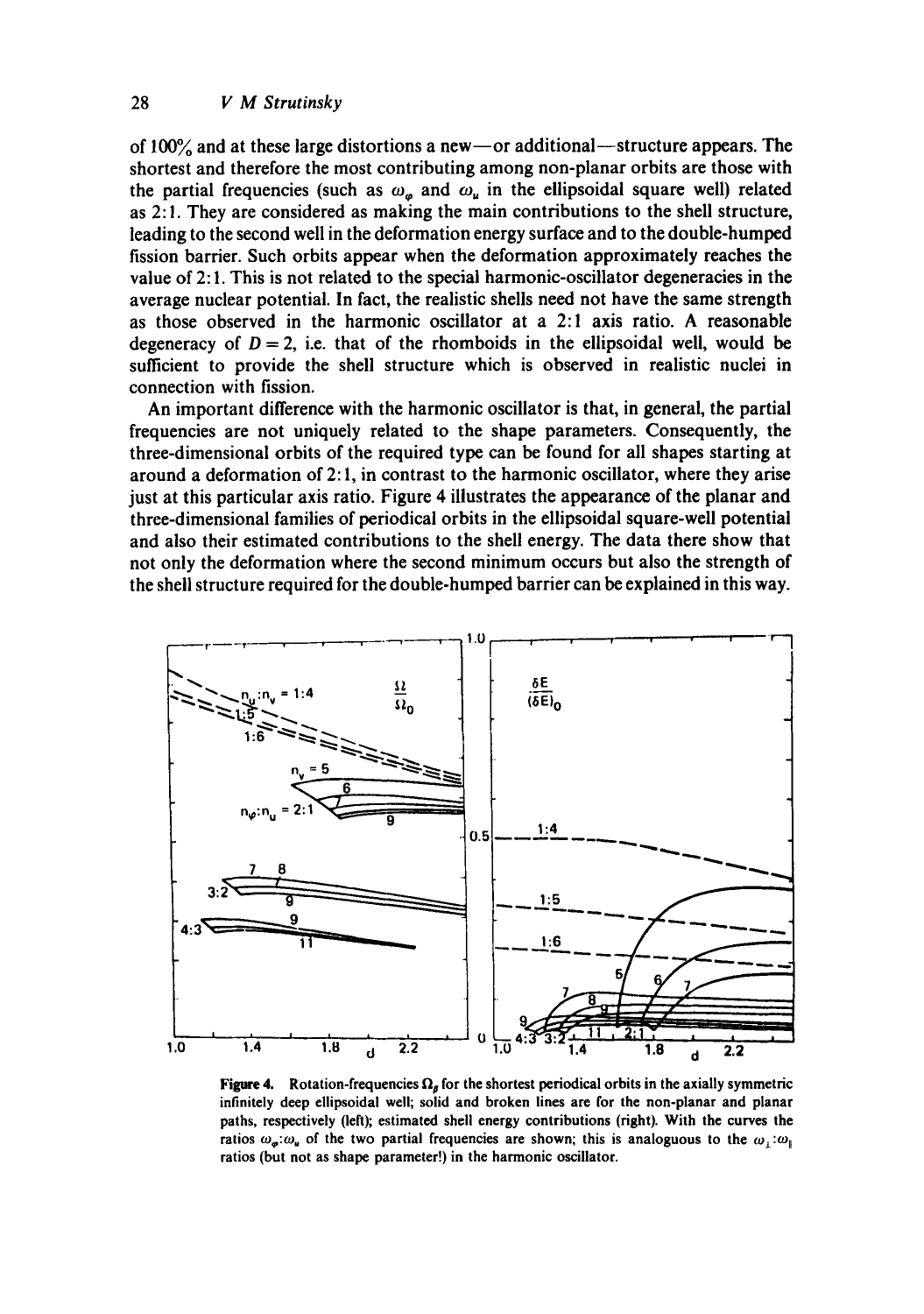of 100% and at these large distortions a new—or additional—structure appears. The shortest and therefore the most contributing among non-planar orbits are those with the partial frequencies (such as $\omega_\varphi$ and $\omega_u$ in the ellipsoidal square well) related as 2:1. They are considered as making the main contributions to the shell structure, leading to the second well in the deformation energy surface and to the double-humped fission barrier. Such orbits appear when the deformation approximately reaches the value of 2:1. This is not related to the special harmonic-oscillator degeneracies in the average nuclear potential. In fact, the realistic shells need not have the same strength as those observed in the harmonic oscillator at a 2:1 axis ratio. A reasonable degeneracy of $D = 2$, i.e. that of the rhomboids in the ellipsoidal well, would be sufficient to provide the shell structure which is observed in realistic nuclei in connection with fission.

An important difference with the harmonic oscillator is that, in general, the partial frequencies are not uniquely related to the shape parameters. Consequently, the three-dimensional orbits of the required type can be found for all shapes starting at around a deformation of 2:1, in contrast to the harmonic oscillator, where they arise just at this particular axis ratio. Figure 4 illustrates the appearance of the planar and three-dimensional families of periodical orbits in the ellipsoidal square-well potential and also their estimated contributions to the shell energy. The data there show that not only the deformation where the second minimum occurs but also the strength of the shell structure required for the double-humped barrier can be explained in this way.

**Figure 4.** Rotation-frequencies $\Omega_\beta$ for the shortest periodical orbits in the axially symmetric infinitely deep ellipsoidal well; solid and broken lines are for the non-planar and planar paths, respectively (left); estimated shell energy contributions (right). With the curves the ratios $\omega_\varphi:\omega_u$ of the two partial frequencies are shown; this is analoguous to the $\omega_\perp:\omega_\parallel$ ratios (but not as shape parameter!) in the harmonic oscillator.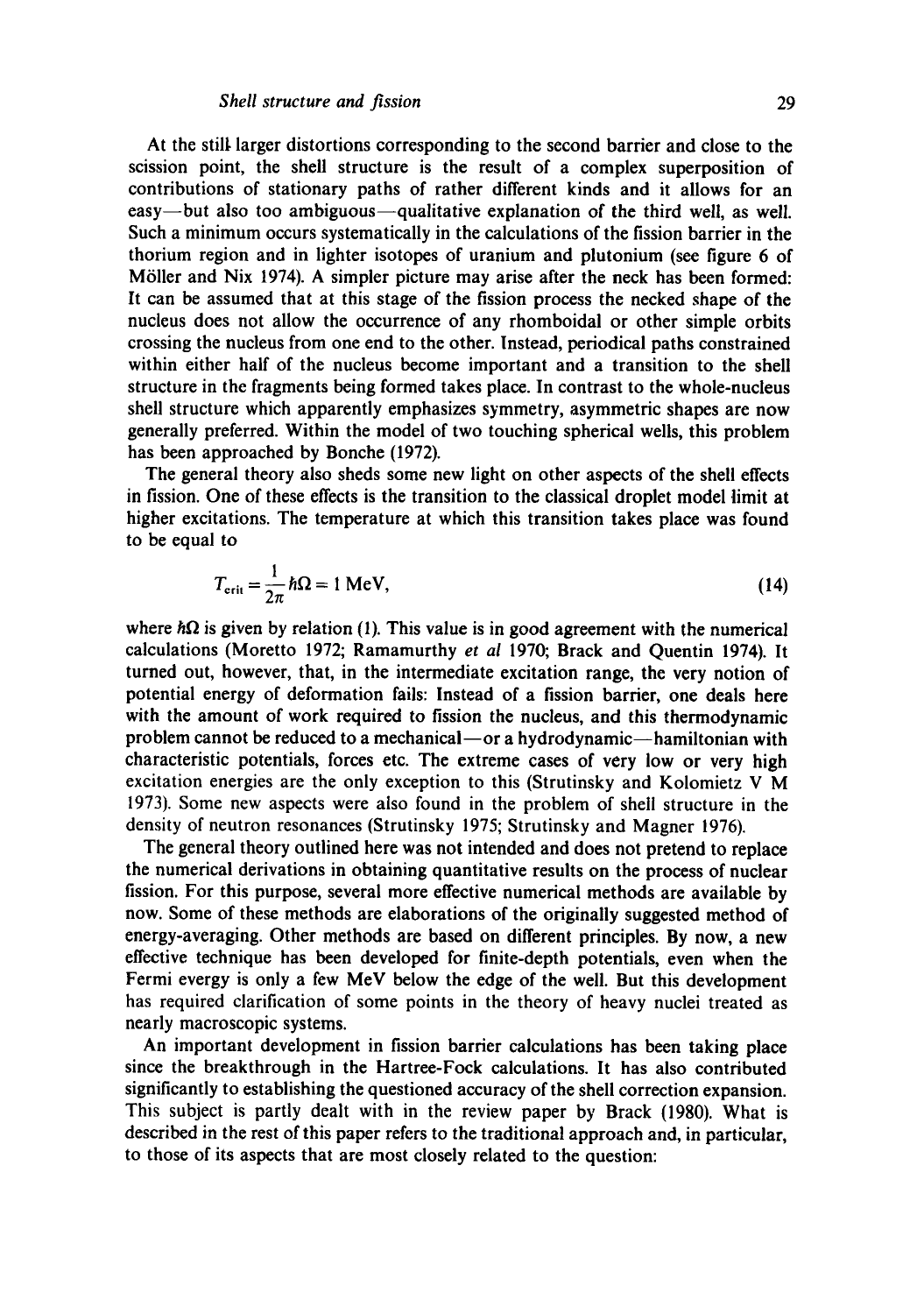At the still larger distortions corresponding to the second barrier and close to the scission point, the shell structure is the result of a complex superposition of contributions of stationary paths of rather different kinds and it allows for an easy—but also too ambiguous—qualitative explanation of the third well, as well. Such a minimum occurs systematically in the calculations of the fission barrier in the thorium region and in lighter isotopes of uranium and plutonium (see figure 6 of Möller and Nix 1974). A simpler picture may arise after the neck has been formed: It can be assumed that at this stage of the fission process the necked shape of the nucleus does not allow the occurrence of any rhomboidal or other simple orbits crossing the nucleus from one end to the other. Instead, periodical paths constrained within either half of the nucleus become important and a transition to the shell structure in the fragments being formed takes place. In contrast to the whole-nucleus shell structure which apparently emphasizes symmetry, asymmetric shapes are now generally preferred. Within the model of two touching spherical wells, this problem has been approached by Bonche (1972).

The general theory also sheds some new light on other aspects of the shell effects in fission. One of these effects is the transition to the classical droplet model limit at higher excitations. The temperature at which this transition takes place was found to be equal to

$$T_{\text{crit}} = \frac{1}{2\pi} \hbar\Omega = 1 \text{ MeV}, \tag{14}$$

where $\hbar\Omega$ is given by relation (1). This value is in good agreement with the numerical calculations (Moretto 1972; Ramamurthy *et al* 1970; Brack and Quentin 1974). It turned out, however, that, in the intermediate excitation range, the very notion of potential energy of deformation fails: Instead of a fission barrier, one deals here with the amount of work required to fission the nucleus, and this thermodynamic problem cannot be reduced to a mechanical—or a hydrodynamic—hamiltonian with characteristic potentials, forces etc. The extreme cases of very low or very high excitation energies are the only exception to this (Strutinsky and Kolomietz V M 1973). Some new aspects were also found in the problem of shell structure in the density of neutron resonances (Strutinsky 1975; Strutinsky and Magner 1976).

The general theory outlined here was not intended and does not pretend to replace the numerical derivations in obtaining quantitative results on the process of nuclear fission. For this purpose, several more effective numerical methods are available by now. Some of these methods are elaborations of the originally suggested method of energy-averaging. Other methods are based on different principles. By now, a new effective technique has been developed for finite-depth potentials, even when the Fermi evergy is only a few MeV below the edge of the well. But this development has required clarification of some points in the theory of heavy nuclei treated as nearly macroscopic systems.

An important development in fission barrier calculations has been taking place since the breakthrough in the Hartree-Fock calculations. It has also contributed significantly to establishing the questioned accuracy of the shell correction expansion. This subject is partly dealt with in the review paper by Brack (1980). What is described in the rest of this paper refers to the traditional approach and, in particular, to those of its aspects that are most closely related to the question: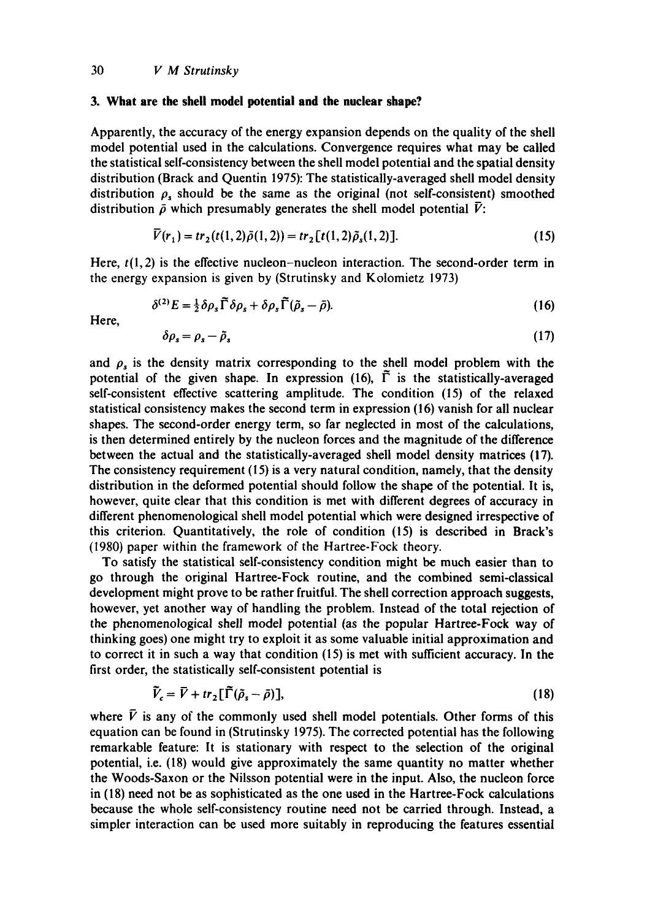## 3. What are the shell model potential and the nuclear shape?

Apparently, the accuracy of the energy expansion depends on the quality of the shell model potential used in the calculations. Convergence requires what may be called the statistical self-consistency between the shell model potential and the spatial density distribution (Brack and Quentin 1975): The statistically-averaged shell model density distribution $\rho_s$ should be the same as the original (not self-consistent) smoothed distribution $\bar{\rho}$ which presumably generates the shell model potential $\bar{V}$:

$$\bar{V}(r_1) = tr_2(t(1,2)\bar{\rho}(1,2)) = tr_2[t(1,2)\tilde{\rho}_s(1,2)]. \tag{15}$$

Here, $t(1,2)$ is the effective nucleon–nucleon interaction. The second-order term in the energy expansion is given by (Strutinsky and Kolomietz 1973)

$$\delta^{(2)}E = \tfrac{1}{2}\delta\rho_s\tilde{\Gamma}\delta\rho_s + \delta\rho_s\tilde{\Gamma}(\tilde{\rho}_s - \bar{\rho}). \tag{16}$$

Here,

$$\delta\rho_s = \rho_s - \tilde{\rho}_s \tag{17}$$

and $\rho_s$ is the density matrix corresponding to the shell model problem with the potential of the given shape. In expression (16), $\tilde{\Gamma}$ is the statistically-averaged self-consistent effective scattering amplitude. The condition (15) of the relaxed statistical consistency makes the second term in expression (16) vanish for all nuclear shapes. The second-order energy term, so far neglected in most of the calculations, is then determined entirely by the nucleon forces and the magnitude of the difference between the actual and the statistically-averaged shell model density matrices (17). The consistency requirement (15) is a very natural condition, namely, that the density distribution in the deformed potential should follow the shape of the potential. It is, however, quite clear that this condition is met with different degrees of accuracy in different phenomenological shell model potential which were designed irrespective of this criterion. Quantitatively, the role of condition (15) is described in Brack's (1980) paper within the framework of the Hartree-Fock theory.

To satisfy the statistical self-consistency condition might be much easier than to go through the original Hartree-Fock routine, and the combined semi-classical development might prove to be rather fruitful. The shell correction approach suggests, however, yet another way of handling the problem. Instead of the total rejection of the phenomenological shell model potential (as the popular Hartree-Fock way of thinking goes) one might try to exploit it as some valuable initial approximation and to correct it in such a way that condition (15) is met with sufficient accuracy. In the first order, the statistically self-consistent potential is

$$\tilde{V}_c = \bar{V} + tr_2[\tilde{\Gamma}(\tilde{\rho}_s - \bar{\rho})], \tag{18}$$

where $\bar{V}$ is any of the commonly used shell model potentials. Other forms of this equation can be found in (Strutinsky 1975). The corrected potential has the following remarkable feature: It is stationary with respect to the selection of the original potential, i.e. (18) would give approximately the same quantity no matter whether the Woods-Saxon or the Nilsson potential were in the input. Also, the nucleon force in (18) need not be as sophisticated as the one used in the Hartree-Fock calculations because the whole self-consistency routine need not be carried through. Instead, a simpler interaction can be used more suitably in reproducing the features essential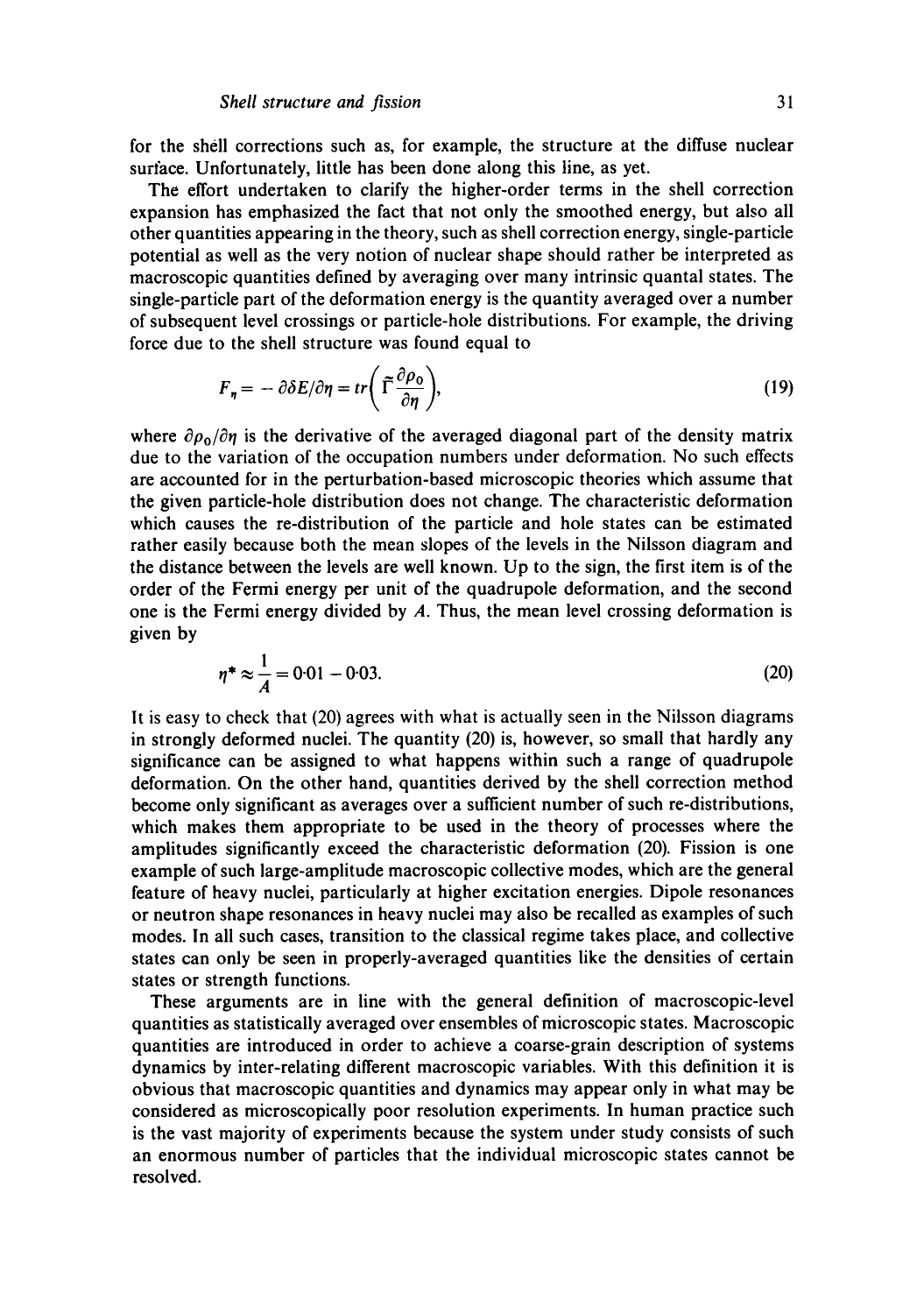for the shell corrections such as, for example, the structure at the diffuse nuclear surface. Unfortunately, little has been done along this line, as yet.

The effort undertaken to clarify the higher-order terms in the shell correction expansion has emphasized the fact that not only the smoothed energy, but also all other quantities appearing in the theory, such as shell correction energy, single-particle potential as well as the very notion of nuclear shape should rather be interpreted as macroscopic quantities defined by averaging over many intrinsic quantal states. The single-particle part of the deformation energy is the quantity averaged over a number of subsequent level crossings or particle-hole distributions. For example, the driving force due to the shell structure was found equal to

$$F_\eta = -\partial \delta E/\partial \eta = tr\left(\tilde{\Gamma}\frac{\partial \rho_0}{\partial \eta}\right), \tag{19}$$

where $\partial \rho_0/\partial \eta$ is the derivative of the averaged diagonal part of the density matrix due to the variation of the occupation numbers under deformation. No such effects are accounted for in the perturbation-based microscopic theories which assume that the given particle-hole distribution does not change. The characteristic deformation which causes the re-distribution of the particle and hole states can be estimated rather easily because both the mean slopes of the levels in the Nilsson diagram and the distance between the levels are well known. Up to the sign, the first item is of the order of the Fermi energy per unit of the quadrupole deformation, and the second one is the Fermi energy divided by $A$. Thus, the mean level crossing deformation is given by

$$\eta^* \approx \frac{1}{A} = 0{\cdot}01 - 0{\cdot}03. \tag{20}$$

It is easy to check that (20) agrees with what is actually seen in the Nilsson diagrams in strongly deformed nuclei. The quantity (20) is, however, so small that hardly any significance can be assigned to what happens within such a range of quadrupole deformation. On the other hand, quantities derived by the shell correction method become only significant as averages over a sufficient number of such re-distributions, which makes them appropriate to be used in the theory of processes where the amplitudes significantly exceed the characteristic deformation (20). Fission is one example of such large-amplitude macroscopic collective modes, which are the general feature of heavy nuclei, particularly at higher excitation energies. Dipole resonances or neutron shape resonances in heavy nuclei may also be recalled as examples of such modes. In all such cases, transition to the classical regime takes place, and collective states can only be seen in properly-averaged quantities like the densities of certain states or strength functions.

These arguments are in line with the general definition of macroscopic-level quantities as statistically averaged over ensembles of microscopic states. Macroscopic quantities are introduced in order to achieve a coarse-grain description of systems dynamics by inter-relating different macroscopic variables. With this definition it is obvious that macroscopic quantities and dynamics may appear only in what may be considered as microscopically poor resolution experiments. In human practice such is the vast majority of experiments because the system under study consists of such an enormous number of particles that the individual microscopic states cannot be resolved.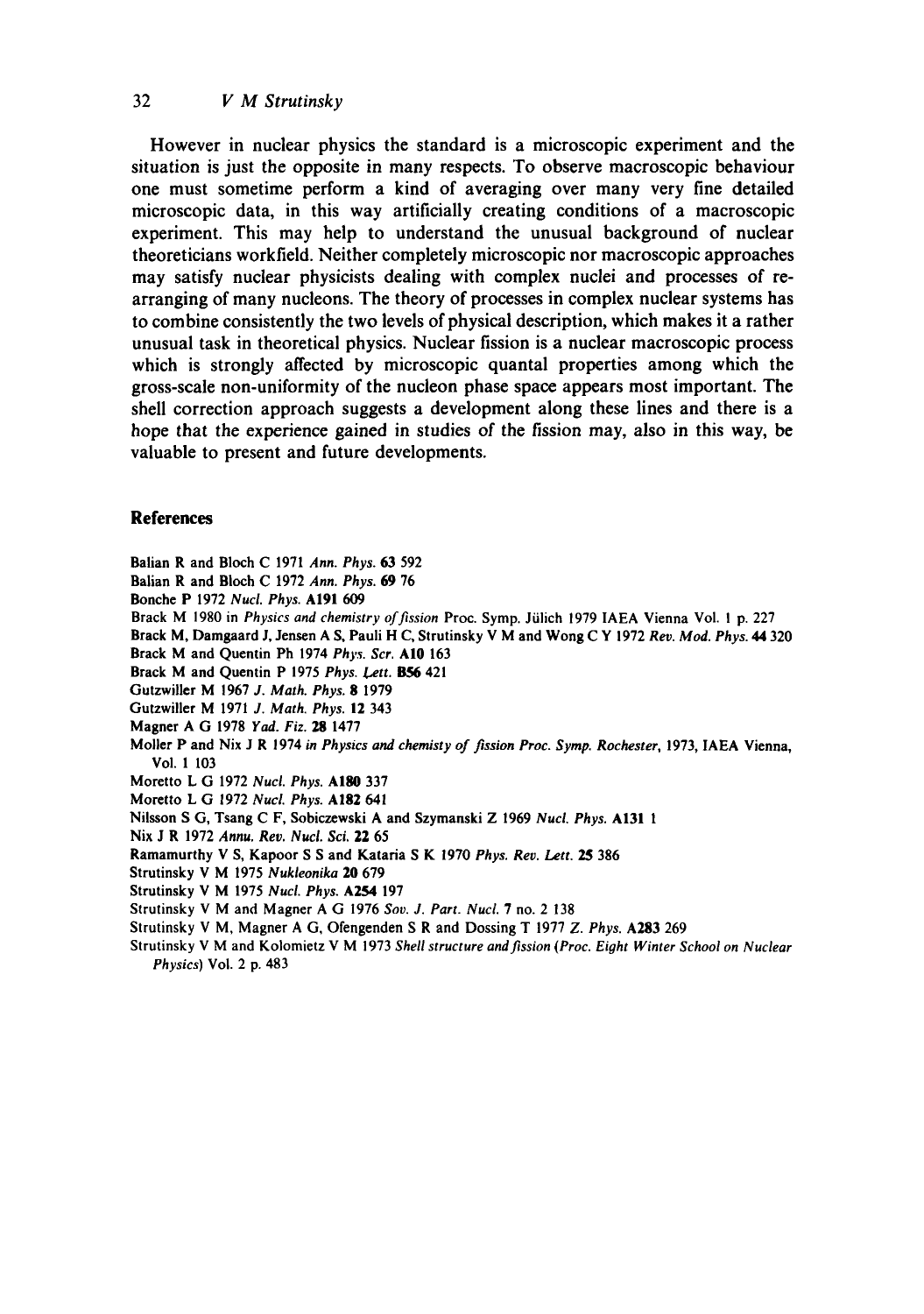However in nuclear physics the standard is a microscopic experiment and the situation is just the opposite in many respects. To observe macroscopic behaviour one must sometime perform a kind of averaging over many very fine detailed microscopic data, in this way artificially creating conditions of a macroscopic experiment. This may help to understand the unusual background of nuclear theoreticians workfield. Neither completely microscopic nor macroscopic approaches may satisfy nuclear physicists dealing with complex nuclei and processes of re-arranging of many nucleons. The theory of processes in complex nuclear systems has to combine consistently the two levels of physical description, which makes it a rather unusual task in theoretical physics. Nuclear fission is a nuclear macroscopic process which is strongly affected by microscopic quantal properties among which the gross-scale non-uniformity of the nucleon phase space appears most important. The shell correction approach suggests a development along these lines and there is a hope that the experience gained in studies of the fission may, also in this way, be valuable to present and future developments.

## References

Balian R and Bloch C 1971 *Ann. Phys.* **63** 592

Balian R and Bloch C 1972 *Ann. Phys.* **69** 76

Bonche P 1972 *Nucl. Phys.* **A191** 609

Brack M 1980 in *Physics and chemistry of fission* Proc. Symp. Jülich 1979 IAEA Vienna Vol. 1 p. 227

Brack M, Damgaard J, Jensen A S, Pauli H C, Strutinsky V M and Wong C Y 1972 *Rev. Mod. Phys.* **44** 320

Brack M and Quentin Ph 1974 *Phys. Scr.* **A10** 163

Brack M and Quentin P 1975 *Phys. Lett.* **B56** 421

Gutzwiller M 1967 *J. Math. Phys.* **8** 1979

Gutzwiller M 1971 *J. Math. Phys.* **12** 343

Magner A G 1978 *Yad. Fiz.* **28** 1477

Moller P and Nix J R 1974 *in Physics and chemisty of fission Proc. Symp. Rochester*, 1973, IAEA Vienna, Vol. 1 103

Moretto L G 1972 *Nucl. Phys.* **A180** 337

Moretto L G 1972 *Nucl. Phys.* **A182** 641

Nilsson S G, Tsang C F, Sobiczewski A and Szymanski Z 1969 *Nucl. Phys.* **A131** 1

Nix J R 1972 *Annu. Rev. Nucl. Sci.* **22** 65

Ramamurthy V S, Kapoor S S and Kataria S K 1970 *Phys. Rev. Lett.* **25** 386

Strutinsky V M 1975 *Nukleonika* **20** 679

Strutinsky V M 1975 *Nucl. Phys.* **A254** 197

Strutinsky V M and Magner A G 1976 *Sov. J. Part. Nucl.* **7** no. 2 138

Strutinsky V M, Magner A G, Ofengenden S R and Dossing T 1977 *Z. Phys.* **A283** 269

Strutinsky V M and Kolomietz V M 1973 *Shell structure and fission (Proc. Eight Winter School on Nuclear Physics)* Vol. 2 p. 483